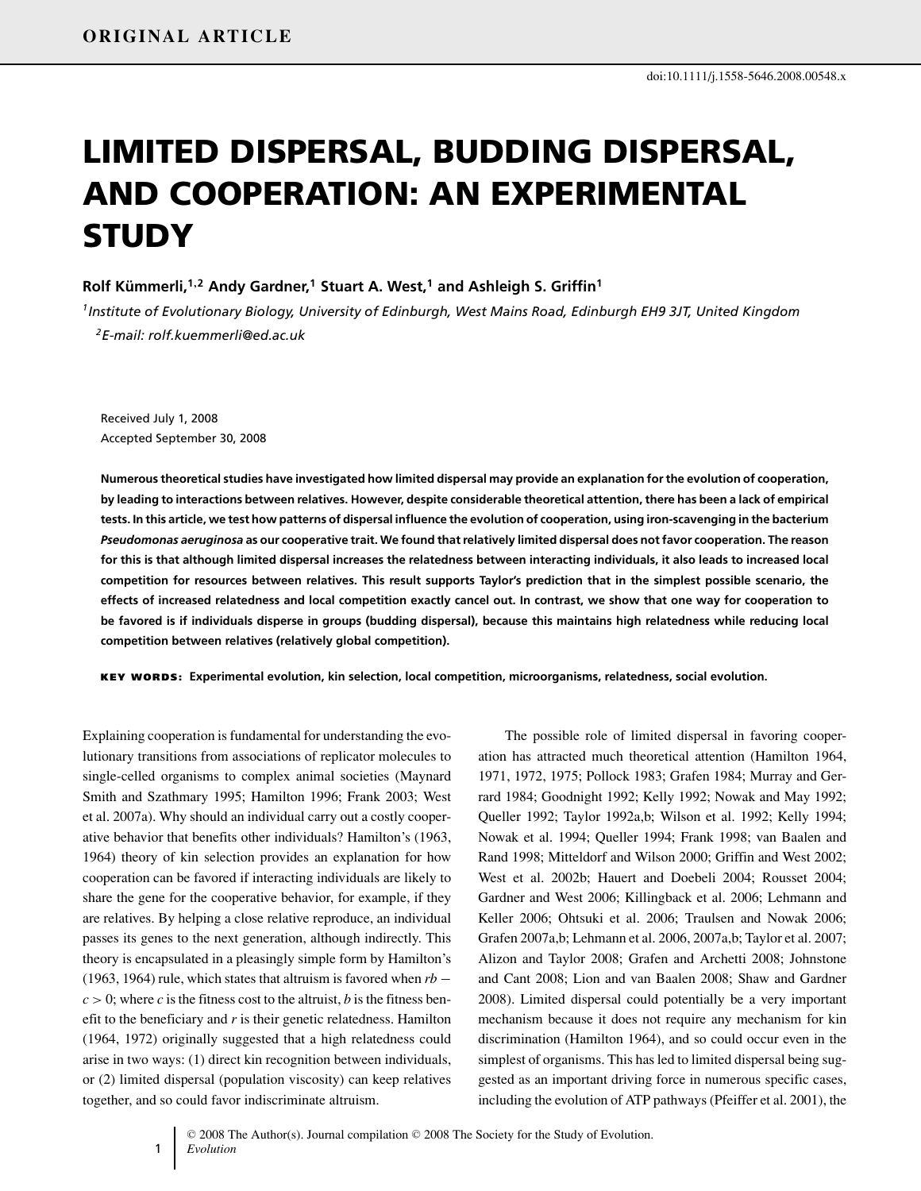ORIGINAL ARTICLE

doi:10.1111/j.1558-5646.2008.00548.x

# LIMITED DISPERSAL, BUDDING DISPERSAL, AND COOPERATION: AN EXPERIMENTAL STUDY

**Rolf Kümmerli,[1,2] Andy Gardner,[1] Stuart A. West,[1] and Ashleigh S. Griffin[1]**

[1] *Institute of Evolutionary Biology, University of Edinburgh, West Mains Road, Edinburgh EH9 3JT, United Kingdom*

[2] *E-mail: rolf.kuemmerli@ed.ac.uk*

Received July 1, 2008
Accepted September 30, 2008

**Numerous theoretical studies have investigated how limited dispersal may provide an explanation for the evolution of cooperation, by leading to interactions between relatives. However, despite considerable theoretical attention, there has been a lack of empirical tests. In this article, we test how patterns of dispersal influence the evolution of cooperation, using iron-scavenging in the bacterium *Pseudomonas aeruginosa* as our cooperative trait. We found that relatively limited dispersal does not favor cooperation. The reason for this is that although limited dispersal increases the relatedness between interacting individuals, it also leads to increased local competition for resources between relatives. This result supports Taylor's prediction that in the simplest possible scenario, the effects of increased relatedness and local competition exactly cancel out. In contrast, we show that one way for cooperation to be favored is if individuals disperse in groups (budding dispersal), because this maintains high relatedness while reducing local competition between relatives (relatively global competition).**

**KEY WORDS:** Experimental evolution, kin selection, local competition, microorganisms, relatedness, social evolution.

Explaining cooperation is fundamental for understanding the evolutionary transitions from associations of replicator molecules to single-celled organisms to complex animal societies (Maynard Smith and Szathmary 1995; Hamilton 1996; Frank 2003; West et al. 2007a). Why should an individual carry out a costly cooperative behavior that benefits other individuals? Hamilton's (1963, 1964) theory of kin selection provides an explanation for how cooperation can be favored if interacting individuals are likely to share the gene for the cooperative behavior, for example, if they are relatives. By helping a close relative reproduce, an individual passes its genes to the next generation, although indirectly. This theory is encapsulated in a pleasingly simple form by Hamilton's (1963, 1964) rule, which states that altruism is favored when $rb - c > 0$; where $c$ is the fitness cost to the altruist, $b$ is the fitness benefit to the beneficiary and $r$ is their genetic relatedness. Hamilton (1964, 1972) originally suggested that a high relatedness could arise in two ways: (1) direct kin recognition between individuals, or (2) limited dispersal (population viscosity) can keep relatives together, and so could favor indiscriminate altruism.

The possible role of limited dispersal in favoring cooperation has attracted much theoretical attention (Hamilton 1964, 1971, 1972, 1975; Pollock 1983; Grafen 1984; Murray and Gerrard 1984; Goodnight 1992; Kelly 1992; Nowak and May 1992; Queller 1992; Taylor 1992a,b; Wilson et al. 1992; Kelly 1994; Nowak et al. 1994; Queller 1994; Frank 1998; van Baalen and Rand 1998; Mitteldorf and Wilson 2000; Griffin and West 2002; West et al. 2002b; Hauert and Doebeli 2004; Rousset 2004; Gardner and West 2006; Killingback et al. 2006; Lehmann and Keller 2006; Ohtsuki et al. 2006; Traulsen and Nowak 2006; Grafen 2007a,b; Lehmann et al. 2006, 2007a,b; Taylor et al. 2007; Alizon and Taylor 2008; Grafen and Archetti 2008; Johnstone and Cant 2008; Lion and van Baalen 2008; Shaw and Gardner 2008). Limited dispersal could potentially be a very important mechanism because it does not require any mechanism for kin discrimination (Hamilton 1964), and so could occur even in the simplest of organisms. This has led to limited dispersal being suggested as an important driving force in numerous specific cases, including the evolution of ATP pathways (Pfeiffer et al. 2001), the

© 2008 The Author(s). Journal compilation © 2008 The Society for the Study of Evolution.
*Evolution*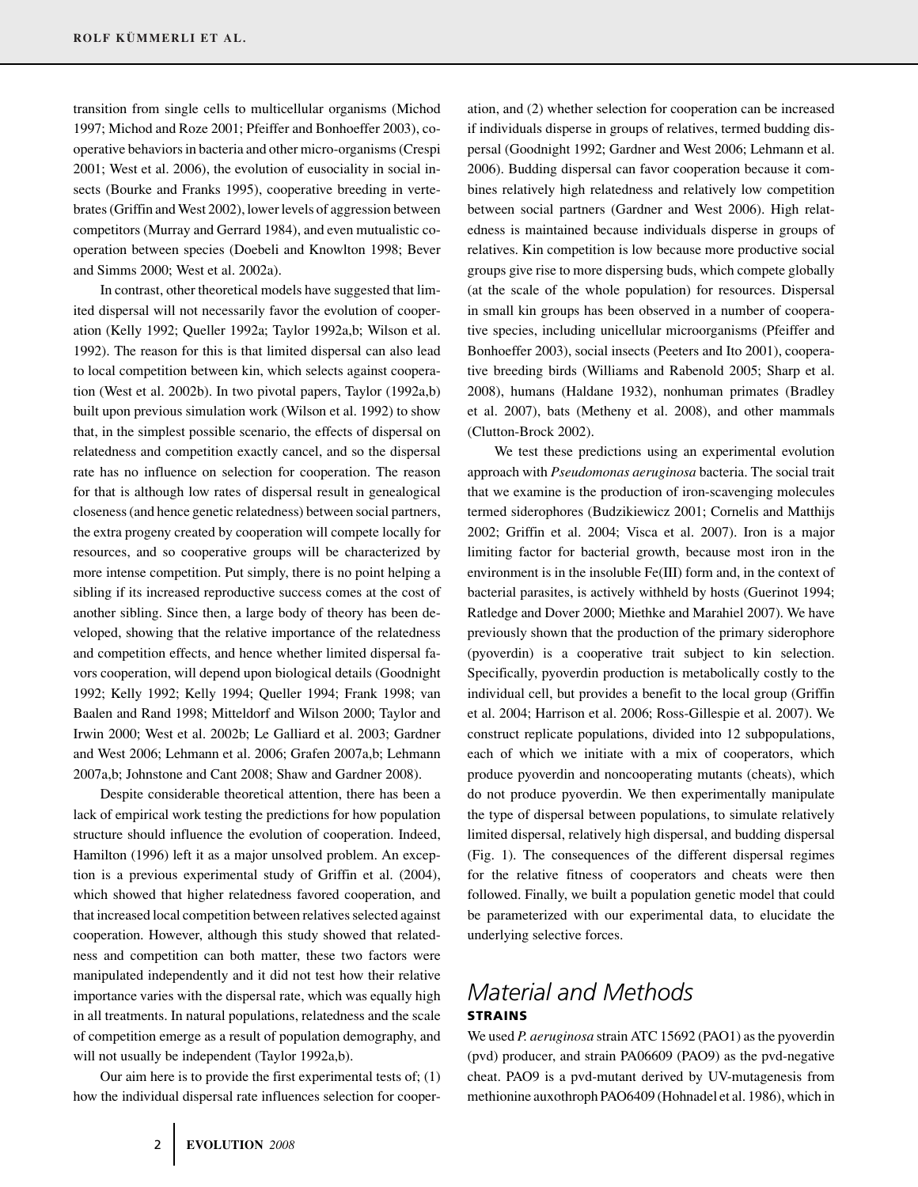transition from single cells to multicellular organisms (Michod 1997; Michod and Roze 2001; Pfeiffer and Bonhoeffer 2003), cooperative behaviors in bacteria and other micro-organisms (Crespi 2001; West et al. 2006), the evolution of eusociality in social insects (Bourke and Franks 1995), cooperative breeding in vertebrates (Griffin and West 2002), lower levels of aggression between competitors (Murray and Gerrard 1984), and even mutualistic cooperation between species (Doebeli and Knowlton 1998; Bever and Simms 2000; West et al. 2002a).

In contrast, other theoretical models have suggested that limited dispersal will not necessarily favor the evolution of cooperation (Kelly 1992; Queller 1992a; Taylor 1992a,b; Wilson et al. 1992). The reason for this is that limited dispersal can also lead to local competition between kin, which selects against cooperation (West et al. 2002b). In two pivotal papers, Taylor (1992a,b) built upon previous simulation work (Wilson et al. 1992) to show that, in the simplest possible scenario, the effects of dispersal on relatedness and competition exactly cancel, and so the dispersal rate has no influence on selection for cooperation. The reason for that is although low rates of dispersal result in genealogical closeness (and hence genetic relatedness) between social partners, the extra progeny created by cooperation will compete locally for resources, and so cooperative groups will be characterized by more intense competition. Put simply, there is no point helping a sibling if its increased reproductive success comes at the cost of another sibling. Since then, a large body of theory has been developed, showing that the relative importance of the relatedness and competition effects, and hence whether limited dispersal favors cooperation, will depend upon biological details (Goodnight 1992; Kelly 1992; Kelly 1994; Queller 1994; Frank 1998; van Baalen and Rand 1998; Mitteldorf and Wilson 2000; Taylor and Irwin 2000; West et al. 2002b; Le Galliard et al. 2003; Gardner and West 2006; Lehmann et al. 2006; Grafen 2007a,b; Lehmann 2007a,b; Johnstone and Cant 2008; Shaw and Gardner 2008).

Despite considerable theoretical attention, there has been a lack of empirical work testing the predictions for how population structure should influence the evolution of cooperation. Indeed, Hamilton (1996) left it as a major unsolved problem. An exception is a previous experimental study of Griffin et al. (2004), which showed that higher relatedness favored cooperation, and that increased local competition between relatives selected against cooperation. However, although this study showed that relatedness and competition can both matter, these two factors were manipulated independently and it did not test how their relative importance varies with the dispersal rate, which was equally high in all treatments. In natural populations, relatedness and the scale of competition emerge as a result of population demography, and will not usually be independent (Taylor 1992a,b).

Our aim here is to provide the first experimental tests of; (1) how the individual dispersal rate influences selection for cooperation, and (2) whether selection for cooperation can be increased if individuals disperse in groups of relatives, termed budding dispersal (Goodnight 1992; Gardner and West 2006; Lehmann et al. 2006). Budding dispersal can favor cooperation because it combines relatively high relatedness and relatively low competition between social partners (Gardner and West 2006). High relatedness is maintained because individuals disperse in groups of relatives. Kin competition is low because more productive social groups give rise to more dispersing buds, which compete globally (at the scale of the whole population) for resources. Dispersal in small kin groups has been observed in a number of cooperative species, including unicellular microorganisms (Pfeiffer and Bonhoeffer 2003), social insects (Peeters and Ito 2001), cooperative breeding birds (Williams and Rabenold 2005; Sharp et al. 2008), humans (Haldane 1932), nonhuman primates (Bradley et al. 2007), bats (Metheny et al. 2008), and other mammals (Clutton-Brock 2002).

We test these predictions using an experimental evolution approach with *Pseudomonas aeruginosa* bacteria. The social trait that we examine is the production of iron-scavenging molecules termed siderophores (Budzikiewicz 2001; Cornelis and Matthijs 2002; Griffin et al. 2004; Visca et al. 2007). Iron is a major limiting factor for bacterial growth, because most iron in the environment is in the insoluble Fe(III) form and, in the context of bacterial parasites, is actively withheld by hosts (Guerinot 1994; Ratledge and Dover 2000; Miethke and Marahiel 2007). We have previously shown that the production of the primary siderophore (pyoverdin) is a cooperative trait subject to kin selection. Specifically, pyoverdin production is metabolically costly to the individual cell, but provides a benefit to the local group (Griffin et al. 2004; Harrison et al. 2006; Ross-Gillespie et al. 2007). We construct replicate populations, divided into 12 subpopulations, each of which we initiate with a mix of cooperators, which produce pyoverdin and noncooperating mutants (cheats), which do not produce pyoverdin. We then experimentally manipulate the type of dispersal between populations, to simulate relatively limited dispersal, relatively high dispersal, and budding dispersal (Fig. 1). The consequences of the different dispersal regimes for the relative fitness of cooperators and cheats were then followed. Finally, we built a population genetic model that could be parameterized with our experimental data, to elucidate the underlying selective forces.

# Material and Methods

## STRAINS

We used *P. aeruginosa* strain ATC 15692 (PAO1) as the pyoverdin (pvd) producer, and strain PA06609 (PAO9) as the pvd-negative cheat. PAO9 is a pvd-mutant derived by UV-mutagenesis from methionine auxothroph PAO6409 (Hohnadel et al. 1986), which in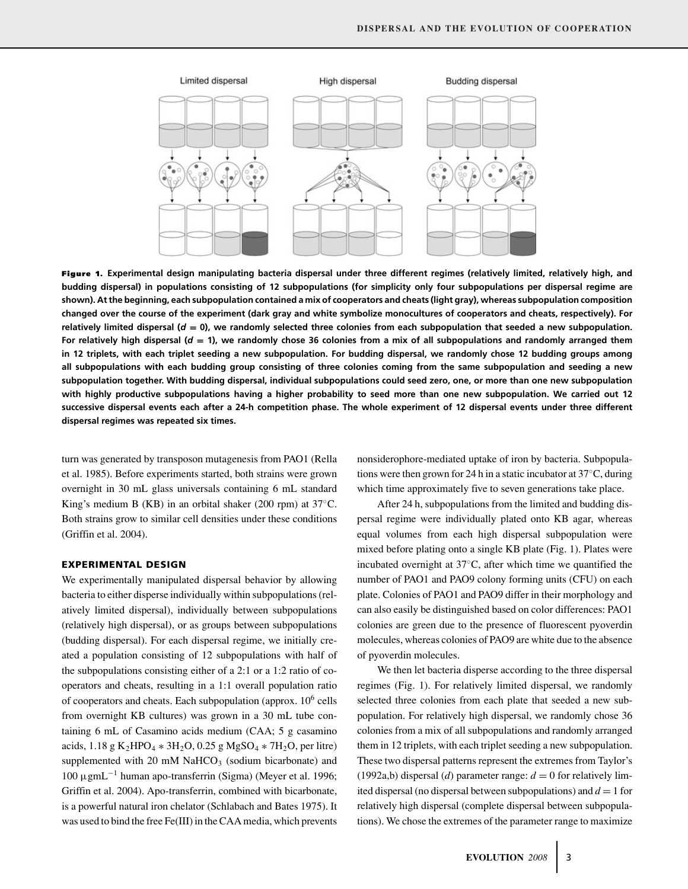Figure 1. Experimental design manipulating bacteria dispersal under three different regimes (relatively limited, relatively high, and budding dispersal) in populations consisting of 12 subpopulations (for simplicity only four subpopulations per dispersal regime are shown). At the beginning, each subpopulation contained a mix of cooperators and cheats (light gray), whereas subpopulation composition changed over the course of the experiment (dark gray and white symbolize monocultures of cooperators and cheats, respectively). For relatively limited dispersal ($d = 0$), we randomly selected three colonies from each subpopulation that seeded a new subpopulation. For relatively high dispersal ($d = 1$), we randomly chose 36 colonies from a mix of all subpopulations and randomly arranged them in 12 triplets, with each triplet seeding a new subpopulation. For budding dispersal, we randomly chose 12 budding groups among all subpopulations with each budding group consisting of three colonies coming from the same subpopulation and seeding a new subpopulation together. With budding dispersal, individual subpopulations could seed zero, one, or more than one new subpopulation with highly productive subpopulations having a higher probability to seed more than one new subpopulation. We carried out 12 successive dispersal events each after a 24-h competition phase. The whole experiment of 12 dispersal events under three different dispersal regimes was repeated six times.

turn was generated by transposon mutagenesis from PAO1 (Rella et al. 1985). Before experiments started, both strains were grown overnight in 30 mL glass universals containing 6 mL standard King's medium B (KB) in an orbital shaker (200 rpm) at 37°C. Both strains grow to similar cell densities under these conditions (Griffin et al. 2004).

### EXPERIMENTAL DESIGN

We experimentally manipulated dispersal behavior by allowing bacteria to either disperse individually within subpopulations (relatively limited dispersal), individually between subpopulations (relatively high dispersal), or as groups between subpopulations (budding dispersal). For each dispersal regime, we initially created a population consisting of 12 subpopulations with half of the subpopulations consisting either of a 2:1 or a 1:2 ratio of cooperators and cheats, resulting in a 1:1 overall population ratio of cooperators and cheats. Each subpopulation (approx. $10^6$ cells from overnight KB cultures) was grown in a 30 mL tube containing 6 mL of Casamino acids medium (CAA; 5 g casamino acids, 1.18 g $K_2HPO_4 * 3H_2O$, 0.25 g $MgSO_4 * 7H_2O$, per litre) supplemented with 20 mM $NaHCO_3$ (sodium bicarbonate) and 100 $\mu g mL^{-1}$ human apo-transferrin (Sigma) (Meyer et al. 1996; Griffin et al. 2004). Apo-transferrin, combined with bicarbonate, is a powerful natural iron chelator (Schlabach and Bates 1975). It was used to bind the free Fe(III) in the CAA media, which prevents nonsiderophore-mediated uptake of iron by bacteria. Subpopulations were then grown for 24 h in a static incubator at 37°C, during which time approximately five to seven generations take place.

After 24 h, subpopulations from the limited and budding dispersal regime were individually plated onto KB agar, whereas equal volumes from each high dispersal subpopulation were mixed before plating onto a single KB plate (Fig. 1). Plates were incubated overnight at 37°C, after which time we quantified the number of PAO1 and PAO9 colony forming units (CFU) on each plate. Colonies of PAO1 and PAO9 differ in their morphology and can also easily be distinguished based on color differences: PAO1 colonies are green due to the presence of fluorescent pyoverdin molecules, whereas colonies of PAO9 are white due to the absence of pyoverdin molecules.

We then let bacteria disperse according to the three dispersal regimes (Fig. 1). For relatively limited dispersal, we randomly selected three colonies from each plate that seeded a new subpopulation. For relatively high dispersal, we randomly chose 36 colonies from a mix of all subpopulations and randomly arranged them in 12 triplets, with each triplet seeding a new subpopulation. These two dispersal patterns represent the extremes from Taylor's (1992a,b) dispersal ($d$) parameter range: $d = 0$ for relatively limited dispersal (no dispersal between subpopulations) and $d = 1$ for relatively high dispersal (complete dispersal between subpopulations). We chose the extremes of the parameter range to maximize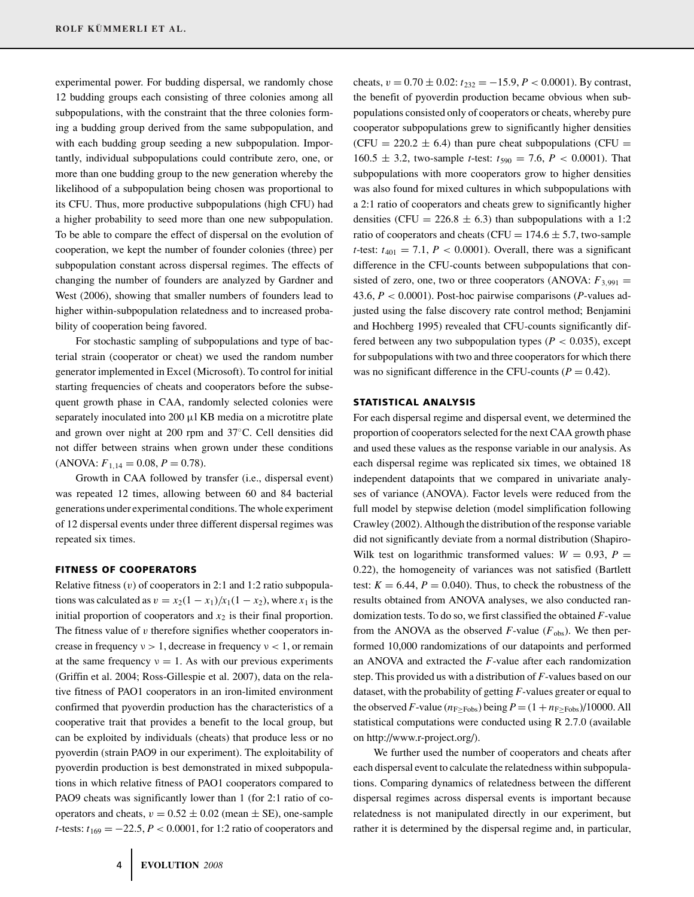experimental power. For budding dispersal, we randomly chose 12 budding groups each consisting of three colonies among all subpopulations, with the constraint that the three colonies forming a budding group derived from the same subpopulation, and with each budding group seeding a new subpopulation. Importantly, individual subpopulations could contribute zero, one, or more than one budding group to the new generation whereby the likelihood of a subpopulation being chosen was proportional to its CFU. Thus, more productive subpopulations (high CFU) had a higher probability to seed more than one new subpopulation. To be able to compare the effect of dispersal on the evolution of cooperation, we kept the number of founder colonies (three) per subpopulation constant across dispersal regimes. The effects of changing the number of founders are analyzed by Gardner and West (2006), showing that smaller numbers of founders lead to higher within-subpopulation relatedness and to increased probability of cooperation being favored.

For stochastic sampling of subpopulations and type of bacterial strain (cooperator or cheat) we used the random number generator implemented in Excel (Microsoft). To control for initial starting frequencies of cheats and cooperators before the subsequent growth phase in CAA, randomly selected colonies were separately inoculated into 200 μl KB media on a microtitre plate and grown over night at 200 rpm and 37°C. Cell densities did not differ between strains when grown under these conditions (ANOVA: $F_{1,14} = 0.08$, $P = 0.78$).

Growth in CAA followed by transfer (i.e., dispersal event) was repeated 12 times, allowing between 60 and 84 bacterial generations under experimental conditions. The whole experiment of 12 dispersal events under three different dispersal regimes was repeated six times.

## FITNESS OF COOPERATORS

Relative fitness ($v$) of cooperators in 2:1 and 1:2 ratio subpopulations was calculated as $v = x_2(1 - x_1)/x_1(1 - x_2)$, where $x_1$ is the initial proportion of cooperators and $x_2$ is their final proportion. The fitness value of $v$ therefore signifies whether cooperators increase in frequency $v > 1$, decrease in frequency $v < 1$, or remain at the same frequency $v = 1$. As with our previous experiments (Griffin et al. 2004; Ross-Gillespie et al. 2007), data on the relative fitness of PAO1 cooperators in an iron-limited environment confirmed that pyoverdin production has the characteristics of a cooperative trait that provides a benefit to the local group, but can be exploited by individuals (cheats) that produce less or no pyoverdin (strain PAO9 in our experiment). The exploitability of pyoverdin production is best demonstrated in mixed subpopulations in which relative fitness of PAO1 cooperators compared to PAO9 cheats was significantly lower than 1 (for 2:1 ratio of cooperators and cheats, $v = 0.52 \pm 0.02$ (mean ± SE), one-sample $t$-tests: $t_{169} = -22.5$, $P < 0.0001$, for 1:2 ratio of cooperators and cheats, $v = 0.70 \pm 0.02$: $t_{232} = -15.9$, $P < 0.0001$). By contrast, the benefit of pyoverdin production became obvious when subpopulations consisted only of cooperators or cheats, whereby pure cooperator subpopulations grew to significantly higher densities (CFU = 220.2 ± 6.4) than pure cheat subpopulations (CFU = 160.5 ± 3.2, two-sample $t$-test: $t_{590} = 7.6$, $P < 0.0001$). That subpopulations with more cooperators grow to higher densities was also found for mixed cultures in which subpopulations with a 2:1 ratio of cooperators and cheats grew to significantly higher densities (CFU = 226.8 ± 6.3) than subpopulations with a 1:2 ratio of cooperators and cheats (CFU = 174.6 ± 5.7, two-sample $t$-test: $t_{401} = 7.1$, $P < 0.0001$). Overall, there was a significant difference in the CFU-counts between subpopulations that consisted of zero, one, two or three cooperators (ANOVA: $F_{3,991} = 43.6$, $P < 0.0001$). Post-hoc pairwise comparisons ($P$-values adjusted using the false discovery rate control method; Benjamini and Hochberg 1995) revealed that CFU-counts significantly differed between any two subpopulation types ($P < 0.035$), except for subpopulations with two and three cooperators for which there was no significant difference in the CFU-counts ($P = 0.42$).

## STATISTICAL ANALYSIS

For each dispersal regime and dispersal event, we determined the proportion of cooperators selected for the next CAA growth phase and used these values as the response variable in our analysis. As each dispersal regime was replicated six times, we obtained 18 independent datapoints that we compared in univariate analyses of variance (ANOVA). Factor levels were reduced from the full model by stepwise deletion (model simplification following Crawley (2002). Although the distribution of the response variable did not significantly deviate from a normal distribution (Shapiro-Wilk test on logarithmic transformed values: $W = 0.93$, $P = 0.22$), the homogeneity of variances was not satisfied (Bartlett test: $K = 6.44$, $P = 0.040$). Thus, to check the robustness of the results obtained from ANOVA analyses, we also conducted randomization tests. To do so, we first classified the obtained $F$-value from the ANOVA as the observed $F$-value ($F_{\text{obs}}$). We then performed 10,000 randomizations of our datapoints and performed an ANOVA and extracted the $F$-value after each randomization step. This provided us with a distribution of $F$-values based on our dataset, with the probability of getting $F$-values greater or equal to the observed $F$-value ($n_{F \geq F\text{obs}}$) being $P = (1 + n_{F \geq F\text{obs}})/10000$. All statistical computations were conducted using R 2.7.0 (available on http://www.r-project.org/).

We further used the number of cooperators and cheats after each dispersal event to calculate the relatedness within subpopulations. Comparing dynamics of relatedness between the different dispersal regimes across dispersal events is important because relatedness is not manipulated directly in our experiment, but rather it is determined by the dispersal regime and, in particular,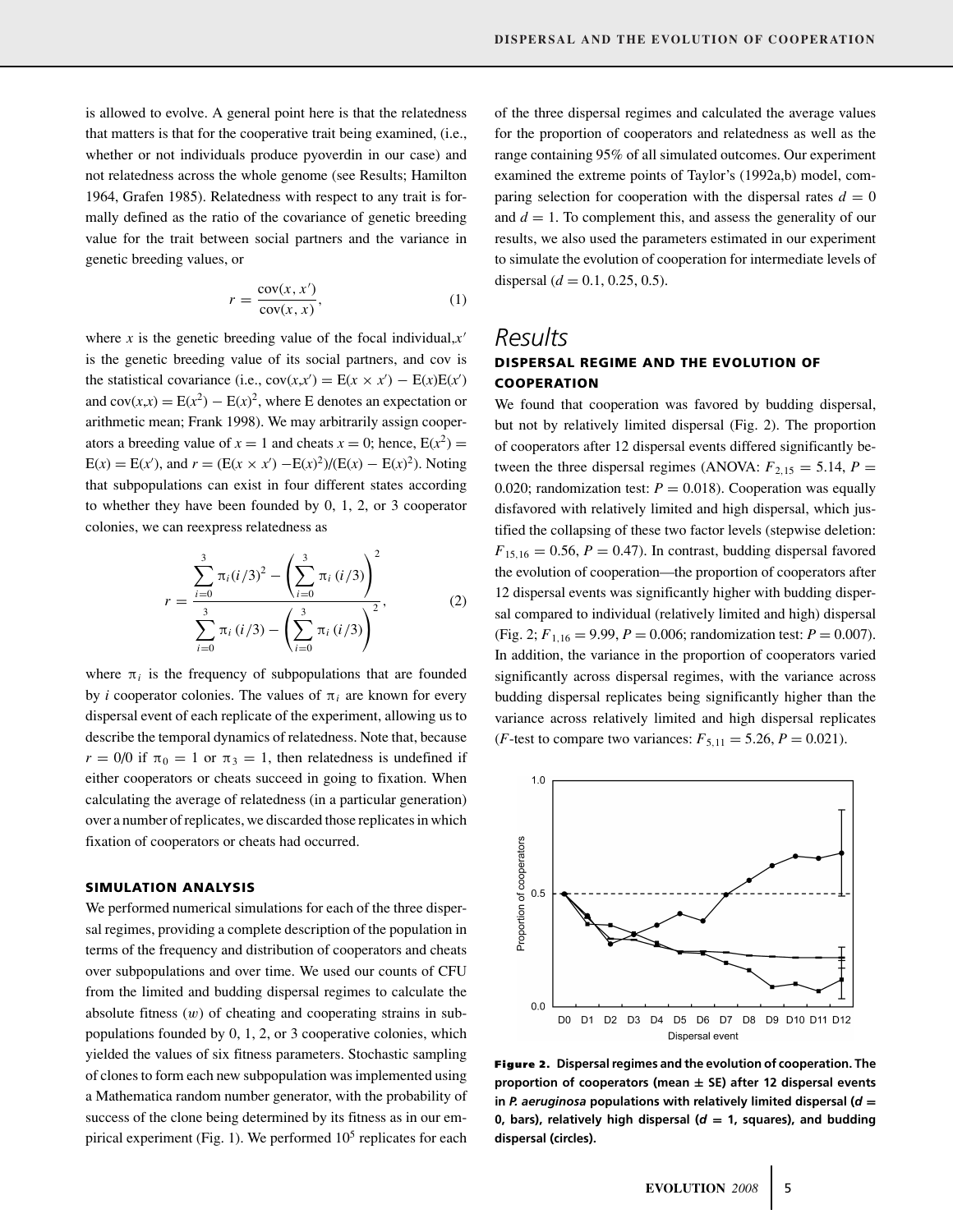is allowed to evolve. A general point here is that the relatedness that matters is that for the cooperative trait being examined, (i.e., whether or not individuals produce pyoverdin in our case) and not relatedness across the whole genome (see Results; Hamilton 1964, Grafen 1985). Relatedness with respect to any trait is formally defined as the ratio of the covariance of genetic breeding value for the trait between social partners and the variance in genetic breeding values, or

$$r = \frac{\mathrm{cov}(x, x')}{\mathrm{cov}(x, x)}, \quad (1)$$

where $x$ is the genetic breeding value of the focal individual, $x'$ is the genetic breeding value of its social partners, and cov is the statistical covariance (i.e., $\mathrm{cov}(x,x') = \mathrm{E}(x \times x') - \mathrm{E}(x)\mathrm{E}(x')$ and $\mathrm{cov}(x,x) = \mathrm{E}(x^2) - \mathrm{E}(x)^2$, where E denotes an expectation or arithmetic mean; Frank 1998). We may arbitrarily assign cooperators a breeding value of $x = 1$ and cheats $x = 0$; hence, $\mathrm{E}(x^2) = \mathrm{E}(x) = \mathrm{E}(x')$, and $r = (\mathrm{E}(x \times x') - \mathrm{E}(x)^2)/(\mathrm{E}(x) - \mathrm{E}(x)^2)$. Noting that subpopulations can exist in four different states according to whether they have been founded by 0, 1, 2, or 3 cooperator colonies, we can reexpress relatedness as

$$r = \frac{\sum_{i=0}^{3} \pi_i (i/3)^2 - \left(\sum_{i=0}^{3} \pi_i \,(i/3)\right)^2}{\sum_{i=0}^{3} \pi_i \,(i/3) - \left(\sum_{i=0}^{3} \pi_i \,(i/3)\right)^2}, \quad (2)$$

where $\pi_i$ is the frequency of subpopulations that are founded by $i$ cooperator colonies. The values of $\pi_i$ are known for every dispersal event of each replicate of the experiment, allowing us to describe the temporal dynamics of relatedness. Note that, because $r = 0/0$ if $\pi_0 = 1$ or $\pi_3 = 1$, then relatedness is undefined if either cooperators or cheats succeed in going to fixation. When calculating the average of relatedness (in a particular generation) over a number of replicates, we discarded those replicates in which fixation of cooperators or cheats had occurred.

### SIMULATION ANALYSIS

We performed numerical simulations for each of the three dispersal regimes, providing a complete description of the population in terms of the frequency and distribution of cooperators and cheats over subpopulations and over time. We used our counts of CFU from the limited and budding dispersal regimes to calculate the absolute fitness ($w$) of cheating and cooperating strains in subpopulations founded by 0, 1, 2, or 3 cooperative colonies, which yielded the values of six fitness parameters. Stochastic sampling of clones to form each new subpopulation was implemented using a Mathematica random number generator, with the probability of success of the clone being determined by its fitness as in our empirical experiment (Fig. 1). We performed $10^5$ replicates for each of the three dispersal regimes and calculated the average values for the proportion of cooperators and relatedness as well as the range containing 95% of all simulated outcomes. Our experiment examined the extreme points of Taylor's (1992a,b) model, comparing selection for cooperation with the dispersal rates $d = 0$ and $d = 1$. To complement this, and assess the generality of our results, we also used the parameters estimated in our experiment to simulate the evolution of cooperation for intermediate levels of dispersal ($d = 0.1, 0.25, 0.5$).

## Results

### DISPERSAL REGIME AND THE EVOLUTION OF COOPERATION

We found that cooperation was favored by budding dispersal, but not by relatively limited dispersal (Fig. 2). The proportion of cooperators after 12 dispersal events differed significantly between the three dispersal regimes (ANOVA: $F_{2,15} = 5.14$, $P = 0.020$; randomization test: $P = 0.018$). Cooperation was equally disfavored with relatively limited and high dispersal, which justified the collapsing of these two factor levels (stepwise deletion: $F_{15,16} = 0.56$, $P = 0.47$). In contrast, budding dispersal favored the evolution of cooperation—the proportion of cooperators after 12 dispersal events was significantly higher with budding dispersal compared to individual (relatively limited and high) dispersal (Fig. 2; $F_{1,16} = 9.99$, $P = 0.006$; randomization test: $P = 0.007$). In addition, the variance in the proportion of cooperators varied significantly across dispersal regimes, with the variance across budding dispersal replicates being significantly higher than the variance across relatively limited and high dispersal replicates ($F$-test to compare two variances: $F_{5,11} = 5.26$, $P = 0.021$).

1.0
0.5
0.0
Proportion of cooperators
D0 D1 D2 D3 D4 D5 D6 D7 D8 D9 D10 D11 D12
Dispersal event

**Figure 2. Dispersal regimes and the evolution of cooperation. The proportion of cooperators (mean ± SE) after 12 dispersal events in *P. aeruginosa* populations with relatively limited dispersal ($d = 0$, bars), relatively high dispersal ($d = 1$, squares), and budding dispersal (circles).**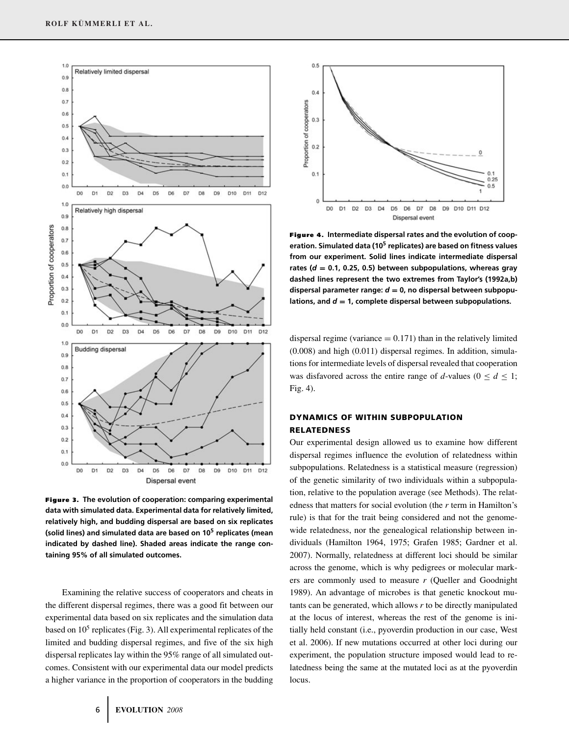Relatively limited dispersal

Relatively high dispersal

Budding dispersal

Proportion of cooperators

Dispersal event

D0 D1 D2 D3 D4 D5 D6 D7 D8 D9 D10 D11 D12

**Figure 3.** **The evolution of cooperation: comparing experimental data with simulated data. Experimental data for relatively limited, relatively high, and budding dispersal are based on six replicates (solid lines) and simulated data are based on $10^5$ replicates (mean indicated by dashed line). Shaded areas indicate the range containing 95% of all simulated outcomes.**

Proportion of cooperators

Dispersal event

0 0.1 0.25 0.5 1

**Figure 4.** **Intermediate dispersal rates and the evolution of cooperation. Simulated data ($10^5$ replicates) are based on fitness values from our experiment. Solid lines indicate intermediate dispersal rates ($d$ = 0.1, 0.25, 0.5) between subpopulations, whereas gray dashed lines represent the two extremes from Taylor's (1992a,b) dispersal parameter range: $d$ = 0, no dispersal between subpopulations, and $d$ = 1, complete dispersal between subpopulations.**

Examining the relative success of cooperators and cheats in the different dispersal regimes, there was a good fit between our experimental data based on six replicates and the simulation data based on $10^5$ replicates (Fig. 3). All experimental replicates of the limited and budding dispersal regimes, and five of the six high dispersal replicates lay within the 95% range of all simulated outcomes. Consistent with our experimental data our model predicts a higher variance in the proportion of cooperators in the budding dispersal regime (variance = 0.171) than in the relatively limited (0.008) and high (0.011) dispersal regimes. In addition, simulations for intermediate levels of dispersal revealed that cooperation was disfavored across the entire range of $d$-values ($0 \leq d \leq 1$; Fig. 4).

## DYNAMICS OF WITHIN SUBPOPULATION RELATEDNESS

Our experimental design allowed us to examine how different dispersal regimes influence the evolution of relatedness within subpopulations. Relatedness is a statistical measure (regression) of the genetic similarity of two individuals within a subpopulation, relative to the population average (see Methods). The relatedness that matters for social evolution (the $r$ term in Hamilton's rule) is that for the trait being considered and not the genome-wide relatedness, nor the genealogical relationship between individuals (Hamilton 1964, 1975; Grafen 1985; Gardner et al. 2007). Normally, relatedness at different loci should be similar across the genome, which is why pedigrees or molecular markers are commonly used to measure $r$ (Queller and Goodnight 1989). An advantage of microbes is that genetic knockout mutants can be generated, which allows $r$ to be directly manipulated at the locus of interest, whereas the rest of the genome is initially held constant (i.e., pyoverdin production in our case, West et al. 2006). If new mutations occurred at other loci during our experiment, the population structure imposed would lead to relatedness being the same at the mutated loci as at the pyoverdin locus.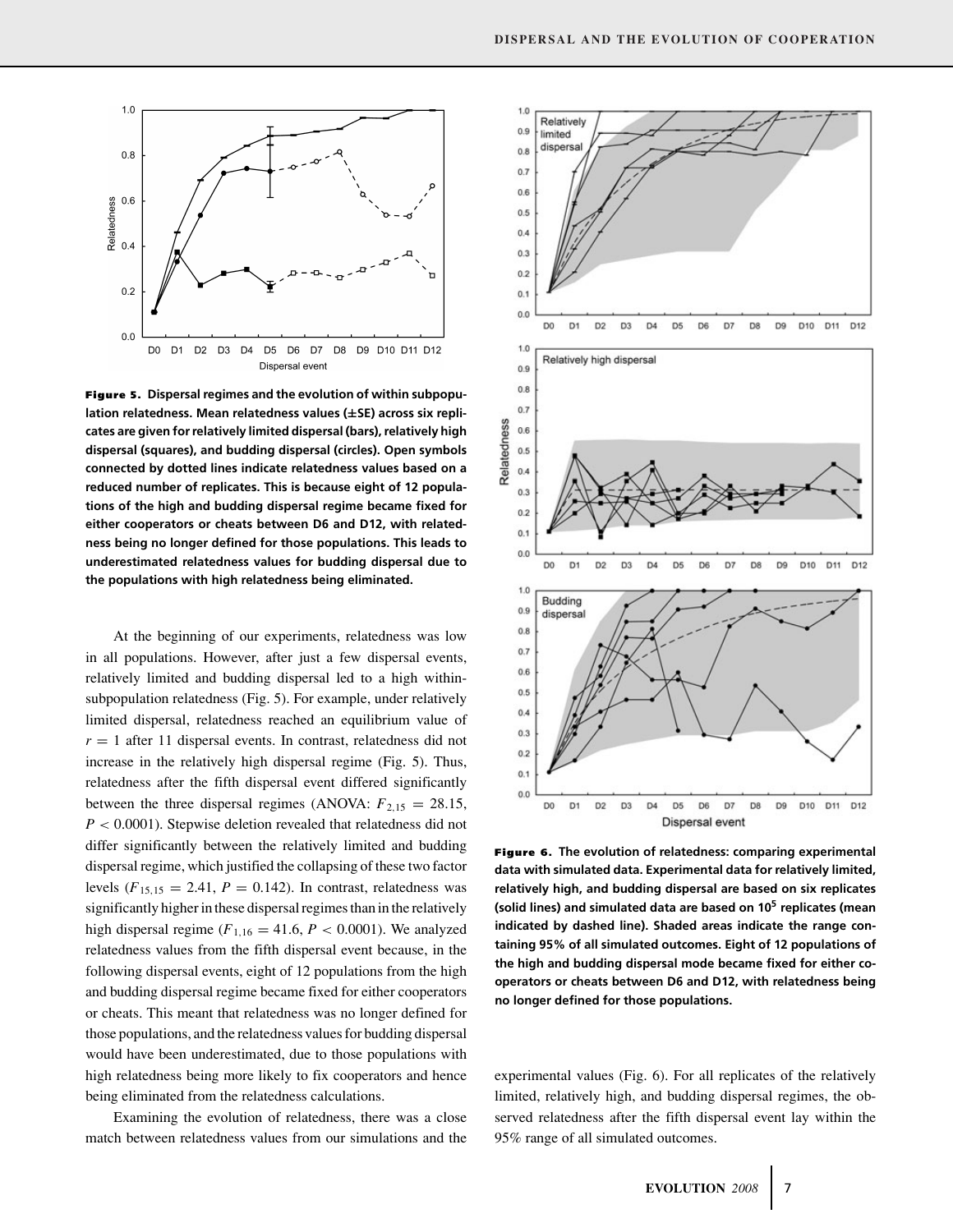1.0
0.8
0.6
0.4
0.2
0.0
Relatedness
D0 D1 D2 D3 D4 D5 D6 D7 D8 D9 D10 D11 D12
Dispersal event

**Figure 5. Dispersal regimes and the evolution of within subpopulation relatedness. Mean relatedness values (±SE) across six replicates are given for relatively limited dispersal (bars), relatively high dispersal (squares), and budding dispersal (circles). Open symbols connected by dotted lines indicate relatedness values based on a reduced number of replicates. This is because eight of 12 populations of the high and budding dispersal regime became fixed for either cooperators or cheats between D6 and D12, with relatedness being no longer defined for those populations. This leads to underestimated relatedness values for budding dispersal due to the populations with high relatedness being eliminated.**

At the beginning of our experiments, relatedness was low in all populations. However, after just a few dispersal events, relatively limited and budding dispersal led to a high within-subpopulation relatedness (Fig. 5). For example, under relatively limited dispersal, relatedness reached an equilibrium value of $r = 1$ after 11 dispersal events. In contrast, relatedness did not increase in the relatively high dispersal regime (Fig. 5). Thus, relatedness after the fifth dispersal event differed significantly between the three dispersal regimes (ANOVA: $F_{2,15} = 28.15$, $P < 0.0001$). Stepwise deletion revealed that relatedness did not differ significantly between the relatively limited and budding dispersal regime, which justified the collapsing of these two factor levels ($F_{15,15} = 2.41$, $P = 0.142$). In contrast, relatedness was significantly higher in these dispersal regimes than in the relatively high dispersal regime ($F_{1,16} = 41.6$, $P < 0.0001$). We analyzed relatedness values from the fifth dispersal event because, in the following dispersal events, eight of 12 populations from the high and budding dispersal regime became fixed for either cooperators or cheats. This meant that relatedness was no longer defined for those populations, and the relatedness values for budding dispersal would have been underestimated, due to those populations with high relatedness being more likely to fix cooperators and hence being eliminated from the relatedness calculations.

Examining the evolution of relatedness, there was a close match between relatedness values from our simulations and the experimental values (Fig. 6). For all replicates of the relatively limited, relatively high, and budding dispersal regimes, the observed relatedness after the fifth dispersal event lay within the 95% range of all simulated outcomes.

Relatively limited dispersal
Relatively high dispersal
Budding dispersal
Relatedness
1.0
0.9
0.8
0.7
0.6
0.5
0.4
0.3
0.2
0.1
0.0
D0 D1 D2 D3 D4 D5 D6 D7 D8 D9 D10 D11 D12
Dispersal event

**Figure 6. The evolution of relatedness: comparing experimental data with simulated data. Experimental data for relatively limited, relatively high, and budding dispersal are based on six replicates (solid lines) and simulated data are based on $10^5$ replicates (mean indicated by dashed line). Shaded areas indicate the range containing 95% of all simulated outcomes. Eight of 12 populations of the high and budding dispersal mode became fixed for either cooperators or cheats between D6 and D12, with relatedness being no longer defined for those populations.**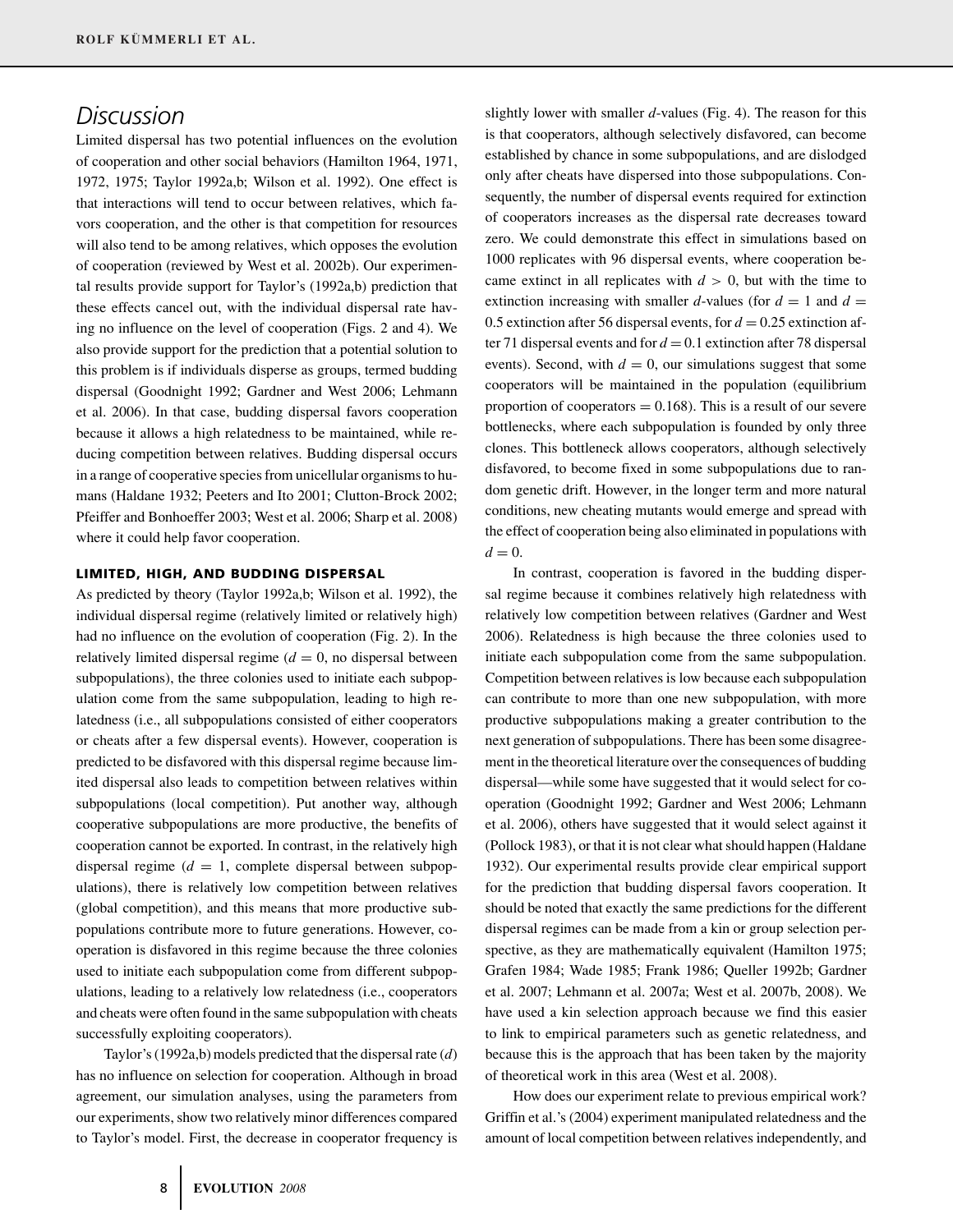## Discussion

Limited dispersal has two potential influences on the evolution of cooperation and other social behaviors (Hamilton 1964, 1971, 1972, 1975; Taylor 1992a,b; Wilson et al. 1992). One effect is that interactions will tend to occur between relatives, which favors cooperation, and the other is that competition for resources will also tend to be among relatives, which opposes the evolution of cooperation (reviewed by West et al. 2002b). Our experimental results provide support for Taylor's (1992a,b) prediction that these effects cancel out, with the individual dispersal rate having no influence on the level of cooperation (Figs. 2 and 4). We also provide support for the prediction that a potential solution to this problem is if individuals disperse as groups, termed budding dispersal (Goodnight 1992; Gardner and West 2006; Lehmann et al. 2006). In that case, budding dispersal favors cooperation because it allows a high relatedness to be maintained, while reducing competition between relatives. Budding dispersal occurs in a range of cooperative species from unicellular organisms to humans (Haldane 1932; Peeters and Ito 2001; Clutton-Brock 2002; Pfeiffer and Bonhoeffer 2003; West et al. 2006; Sharp et al. 2008) where it could help favor cooperation.

### LIMITED, HIGH, AND BUDDING DISPERSAL

As predicted by theory (Taylor 1992a,b; Wilson et al. 1992), the individual dispersal regime (relatively limited or relatively high) had no influence on the evolution of cooperation (Fig. 2). In the relatively limited dispersal regime ($d = 0$, no dispersal between subpopulations), the three colonies used to initiate each subpopulation come from the same subpopulation, leading to high relatedness (i.e., all subpopulations consisted of either cooperators or cheats after a few dispersal events). However, cooperation is predicted to be disfavored with this dispersal regime because limited dispersal also leads to competition between relatives within subpopulations (local competition). Put another way, although cooperative subpopulations are more productive, the benefits of cooperation cannot be exported. In contrast, in the relatively high dispersal regime ($d = 1$, complete dispersal between subpopulations), there is relatively low competition between relatives (global competition), and this means that more productive subpopulations contribute more to future generations. However, cooperation is disfavored in this regime because the three colonies used to initiate each subpopulation come from different subpopulations, leading to a relatively low relatedness (i.e., cooperators and cheats were often found in the same subpopulation with cheats successfully exploiting cooperators).

Taylor's (1992a,b) models predicted that the dispersal rate ($d$) has no influence on selection for cooperation. Although in broad agreement, our simulation analyses, using the parameters from our experiments, show two relatively minor differences compared to Taylor's model. First, the decrease in cooperator frequency is slightly lower with smaller $d$-values (Fig. 4). The reason for this is that cooperators, although selectively disfavored, can become established by chance in some subpopulations, and are dislodged only after cheats have dispersed into those subpopulations. Consequently, the number of dispersal events required for extinction of cooperators increases as the dispersal rate decreases toward zero. We could demonstrate this effect in simulations based on 1000 replicates with 96 dispersal events, where cooperation became extinct in all replicates with $d > 0$, but with the time to extinction increasing with smaller $d$-values (for $d = 1$ and $d = 0.5$ extinction after 56 dispersal events, for $d = 0.25$ extinction after 71 dispersal events and for $d = 0.1$ extinction after 78 dispersal events). Second, with $d = 0$, our simulations suggest that some cooperators will be maintained in the population (equilibrium proportion of cooperators $= 0.168$). This is a result of our severe bottlenecks, where each subpopulation is founded by only three clones. This bottleneck allows cooperators, although selectively disfavored, to become fixed in some subpopulations due to random genetic drift. However, in the longer term and more natural conditions, new cheating mutants would emerge and spread with the effect of cooperation being also eliminated in populations with $d = 0$.

In contrast, cooperation is favored in the budding dispersal regime because it combines relatively high relatedness with relatively low competition between relatives (Gardner and West 2006). Relatedness is high because the three colonies used to initiate each subpopulation come from the same subpopulation. Competition between relatives is low because each subpopulation can contribute to more than one new subpopulation, with more productive subpopulations making a greater contribution to the next generation of subpopulations. There has been some disagreement in the theoretical literature over the consequences of budding dispersal—while some have suggested that it would select for cooperation (Goodnight 1992; Gardner and West 2006; Lehmann et al. 2006), others have suggested that it would select against it (Pollock 1983), or that it is not clear what should happen (Haldane 1932). Our experimental results provide clear empirical support for the prediction that budding dispersal favors cooperation. It should be noted that exactly the same predictions for the different dispersal regimes can be made from a kin or group selection perspective, as they are mathematically equivalent (Hamilton 1975; Grafen 1984; Wade 1985; Frank 1986; Queller 1992b; Gardner et al. 2007; Lehmann et al. 2007a; West et al. 2007b, 2008). We have used a kin selection approach because we find this easier to link to empirical parameters such as genetic relatedness, and because this is the approach that has been taken by the majority of theoretical work in this area (West et al. 2008).

How does our experiment relate to previous empirical work? Griffin et al.'s (2004) experiment manipulated relatedness and the amount of local competition between relatives independently, and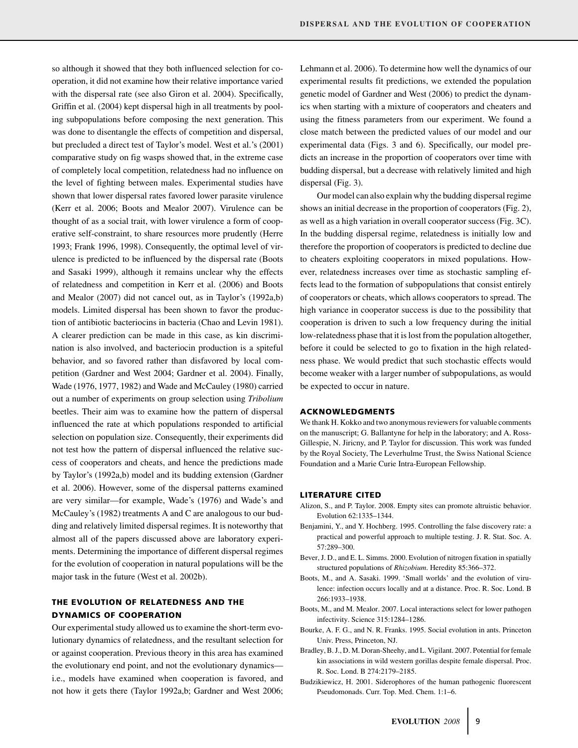so although it showed that they both influenced selection for cooperation, it did not examine how their relative importance varied with the dispersal rate (see also Giron et al. 2004). Specifically, Griffin et al. (2004) kept dispersal high in all treatments by pooling subpopulations before composing the next generation. This was done to disentangle the effects of competition and dispersal, but precluded a direct test of Taylor's model. West et al.'s (2001) comparative study on fig wasps showed that, in the extreme case of completely local competition, relatedness had no influence on the level of fighting between males. Experimental studies have shown that lower dispersal rates favored lower parasite virulence (Kerr et al. 2006; Boots and Mealor 2007). Virulence can be thought of as a social trait, with lower virulence a form of cooperative self-constraint, to share resources more prudently (Herre 1993; Frank 1996, 1998). Consequently, the optimal level of virulence is predicted to be influenced by the dispersal rate (Boots and Sasaki 1999), although it remains unclear why the effects of relatedness and competition in Kerr et al. (2006) and Boots and Mealor (2007) did not cancel out, as in Taylor's (1992a,b) models. Limited dispersal has been shown to favor the production of antibiotic bacteriocins in bacteria (Chao and Levin 1981). A clearer prediction can be made in this case, as kin discrimination is also involved, and bacteriocin production is a spiteful behavior, and so favored rather than disfavored by local competition (Gardner and West 2004; Gardner et al. 2004). Finally, Wade (1976, 1977, 1982) and Wade and McCauley (1980) carried out a number of experiments on group selection using *Tribolium* beetles. Their aim was to examine how the pattern of dispersal influenced the rate at which populations responded to artificial selection on population size. Consequently, their experiments did not test how the pattern of dispersal influenced the relative success of cooperators and cheats, and hence the predictions made by Taylor's (1992a,b) model and its budding extension (Gardner et al. 2006). However, some of the dispersal patterns examined are very similar—for example, Wade's (1976) and Wade's and McCauley's (1982) treatments A and C are analogous to our budding and relatively limited dispersal regimes. It is noteworthy that almost all of the papers discussed above are laboratory experiments. Determining the importance of different dispersal regimes for the evolution of cooperation in natural populations will be the major task in the future (West et al. 2002b).

## THE EVOLUTION OF RELATEDNESS AND THE DYNAMICS OF COOPERATION

Our experimental study allowed us to examine the short-term evolutionary dynamics of relatedness, and the resultant selection for or against cooperation. Previous theory in this area has examined the evolutionary end point, and not the evolutionary dynamics—i.e., models have examined when cooperation is favored, and not how it gets there (Taylor 1992a,b; Gardner and West 2006; Lehmann et al. 2006). To determine how well the dynamics of our experimental results fit predictions, we extended the population genetic model of Gardner and West (2006) to predict the dynamics when starting with a mixture of cooperators and cheaters and using the fitness parameters from our experiment. We found a close match between the predicted values of our model and our experimental data (Figs. 3 and 6). Specifically, our model predicts an increase in the proportion of cooperators over time with budding dispersal, but a decrease with relatively limited and high dispersal (Fig. 3).

Our model can also explain why the budding dispersal regime shows an initial decrease in the proportion of cooperators (Fig. 2), as well as a high variation in overall cooperator success (Fig. 3C). In the budding dispersal regime, relatedness is initially low and therefore the proportion of cooperators is predicted to decline due to cheaters exploiting cooperators in mixed populations. However, relatedness increases over time as stochastic sampling effects lead to the formation of subpopulations that consist entirely of cooperators or cheats, which allows cooperators to spread. The high variance in cooperator success is due to the possibility that cooperation is driven to such a low frequency during the initial low-relatedness phase that it is lost from the population altogether, before it could be selected to go to fixation in the high relatedness phase. We would predict that such stochastic effects would become weaker with a larger number of subpopulations, as would be expected to occur in nature.

## ACKNOWLEDGMENTS

We thank H. Kokko and two anonymous reviewers for valuable comments on the manuscript; G. Ballantyne for help in the laboratory; and A. Ross-Gillespie, N. Jiricny, and P. Taylor for discussion. This work was funded by the Royal Society, The Leverhulme Trust, the Swiss National Science Foundation and a Marie Curie Intra-European Fellowship.

## LITERATURE CITED

Alizon, S., and P. Taylor. 2008. Empty sites can promote altruistic behavior. Evolution 62:1335–1344.

Benjamini, Y., and Y. Hochberg. 1995. Controlling the false discovery rate: a practical and powerful approach to multiple testing. J. R. Stat. Soc. A. 57:289–300.

Bever, J. D., and E. L. Simms. 2000. Evolution of nitrogen fixation in spatially structured populations of *Rhizobium*. Heredity 85:366–372.

Boots, M., and A. Sasaki. 1999. 'Small worlds' and the evolution of virulence: infection occurs locally and at a distance. Proc. R. Soc. Lond. B 266:1933–1938.

Boots, M., and M. Mealor. 2007. Local interactions select for lower pathogen infectivity. Science 315:1284–1286.

Bourke, A. F. G., and N. R. Franks. 1995. Social evolution in ants. Princeton Univ. Press, Princeton, NJ.

Bradley, B. J., D. M. Doran-Sheehy, and L. Vigilant. 2007. Potential for female kin associations in wild western gorillas despite female dispersal. Proc. R. Soc. Lond. B 274:2179–2185.

Budzikiewicz, H. 2001. Siderophores of the human pathogenic fluorescent Pseudomonads. Curr. Top. Med. Chem. 1:1–6.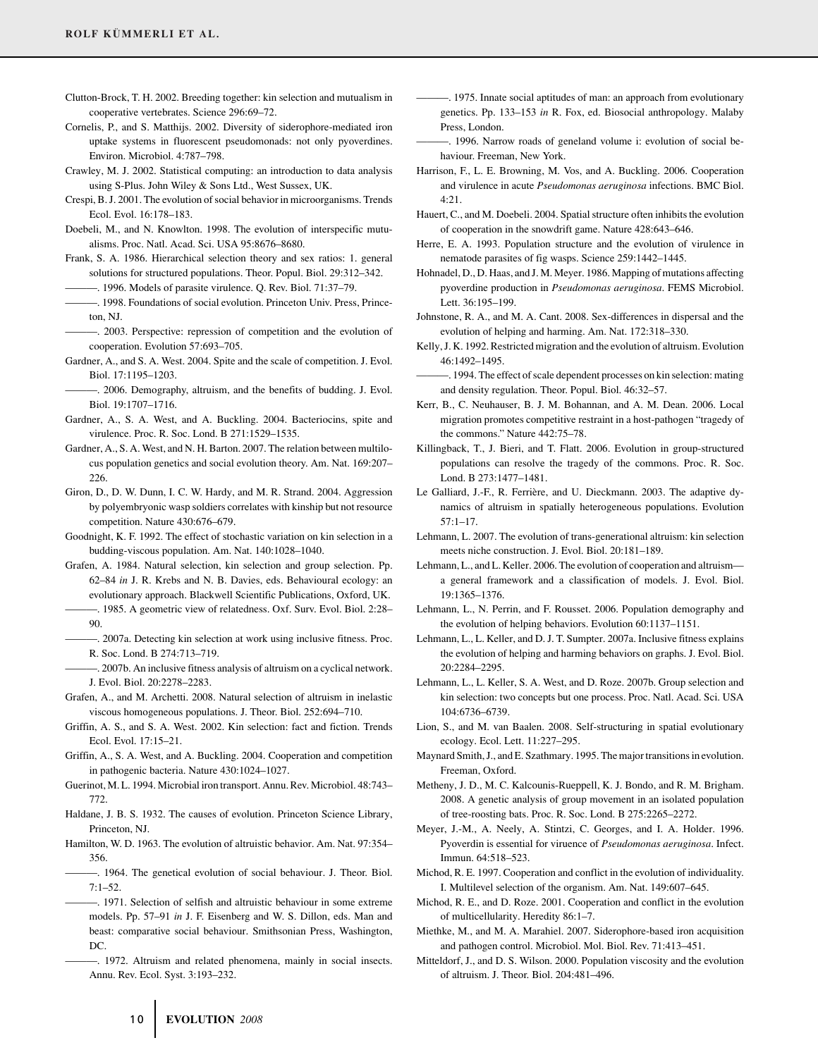Clutton-Brock, T. H. 2002. Breeding together: kin selection and mutualism in cooperative vertebrates. Science 296:69–72.

Cornelis, P., and S. Matthijs. 2002. Diversity of siderophore-mediated iron uptake systems in fluorescent pseudomonads: not only pyoverdines. Environ. Microbiol. 4:787–798.

Crawley, M. J. 2002. Statistical computing: an introduction to data analysis using S-Plus. John Wiley & Sons Ltd., West Sussex, UK.

Crespi, B. J. 2001. The evolution of social behavior in microorganisms. Trends Ecol. Evol. 16:178–183.

Doebeli, M., and N. Knowlton. 1998. The evolution of interspecific mutualisms. Proc. Natl. Acad. Sci. USA 95:8676–8680.

Frank, S. A. 1986. Hierarchical selection theory and sex ratios: 1. general solutions for structured populations. Theor. Popul. Biol. 29:312–342.

———. 1996. Models of parasite virulence. Q. Rev. Biol. 71:37–79.

———. 1998. Foundations of social evolution. Princeton Univ. Press, Princeton, NJ.

———. 2003. Perspective: repression of competition and the evolution of cooperation. Evolution 57:693–705.

Gardner, A., and S. A. West. 2004. Spite and the scale of competition. J. Evol. Biol. 17:1195–1203.

———. 2006. Demography, altruism, and the benefits of budding. J. Evol. Biol. 19:1707–1716.

Gardner, A., S. A. West, and A. Buckling. 2004. Bacteriocins, spite and virulence. Proc. R. Soc. Lond. B 271:1529–1535.

Gardner, A., S. A. West, and N. H. Barton. 2007. The relation between multilocus population genetics and social evolution theory. Am. Nat. 169:207–226.

Giron, D., D. W. Dunn, I. C. W. Hardy, and M. R. Strand. 2004. Aggression by polyembryonic wasp soldiers correlates with kinship but not resource competition. Nature 430:676–679.

Goodnight, K. F. 1992. The effect of stochastic variation on kin selection in a budding-viscous population. Am. Nat. 140:1028–1040.

Grafen, A. 1984. Natural selection, kin selection and group selection. Pp. 62–84 *in* J. R. Krebs and N. B. Davies, eds. Behavioural ecology: an evolutionary approach. Blackwell Scientific Publications, Oxford, UK.

———. 1985. A geometric view of relatedness. Oxf. Surv. Evol. Biol. 2:28–90.

———. 2007a. Detecting kin selection at work using inclusive fitness. Proc. R. Soc. Lond. B 274:713–719.

———. 2007b. An inclusive fitness analysis of altruism on a cyclical network. J. Evol. Biol. 20:2278–2283.

Grafen, A., and M. Archetti. 2008. Natural selection of altruism in inelastic viscous homogeneous populations. J. Theor. Biol. 252:694–710.

Griffin, A. S., and S. A. West. 2002. Kin selection: fact and fiction. Trends Ecol. Evol. 17:15–21.

Griffin, A., S. A. West, and A. Buckling. 2004. Cooperation and competition in pathogenic bacteria. Nature 430:1024–1027.

Guerinot, M. L. 1994. Microbial iron transport. Annu. Rev. Microbiol. 48:743–772.

Haldane, J. B. S. 1932. The causes of evolution. Princeton Science Library, Princeton, NJ.

Hamilton, W. D. 1963. The evolution of altruistic behavior. Am. Nat. 97:354–356.

———. 1964. The genetical evolution of social behaviour. J. Theor. Biol. 7:1–52.

———. 1971. Selection of selfish and altruistic behaviour in some extreme models. Pp. 57–91 *in* J. F. Eisenberg and W. S. Dillon, eds. Man and beast: comparative social behaviour. Smithsonian Press, Washington, DC.

———. 1972. Altruism and related phenomena, mainly in social insects. Annu. Rev. Ecol. Syst. 3:193–232.

———. 1975. Innate social aptitudes of man: an approach from evolutionary genetics. Pp. 133–153 *in* R. Fox, ed. Biosocial anthropology. Malaby Press, London.

———. 1996. Narrow roads of geneland volume i: evolution of social behaviour. Freeman, New York.

Harrison, F., L. E. Browning, M. Vos, and A. Buckling. 2006. Cooperation and virulence in acute *Pseudomonas aeruginosa* infections. BMC Biol. 4:21.

Hauert, C., and M. Doebeli. 2004. Spatial structure often inhibits the evolution of cooperation in the snowdrift game. Nature 428:643–646.

Herre, E. A. 1993. Population structure and the evolution of virulence in nematode parasites of fig wasps. Science 259:1442–1445.

Hohnadel, D., D. Haas, and J. M. Meyer. 1986. Mapping of mutations affecting pyoverdine production in *Pseudomonas aeruginosa*. FEMS Microbiol. Lett. 36:195–199.

Johnstone, R. A., and M. A. Cant. 2008. Sex-differences in dispersal and the evolution of helping and harming. Am. Nat. 172:318–330.

Kelly, J. K. 1992. Restricted migration and the evolution of altruism. Evolution 46:1492–1495.

———. 1994. The effect of scale dependent processes on kin selection: mating and density regulation. Theor. Popul. Biol. 46:32–57.

Kerr, B., C. Neuhauser, B. J. M. Bohannan, and A. M. Dean. 2006. Local migration promotes competitive restraint in a host-pathogen "tragedy of the commons." Nature 442:75–78.

Killingback, T., J. Bieri, and T. Flatt. 2006. Evolution in group-structured populations can resolve the tragedy of the commons. Proc. R. Soc. Lond. B 273:1477–1481.

Le Galliard, J.-F., R. Ferrière, and U. Dieckmann. 2003. The adaptive dynamics of altruism in spatially heterogeneous populations. Evolution 57:1–17.

Lehmann, L. 2007. The evolution of trans-generational altruism: kin selection meets niche construction. J. Evol. Biol. 20:181–189.

Lehmann, L., and L. Keller. 2006. The evolution of cooperation and altruism—a general framework and a classification of models. J. Evol. Biol. 19:1365–1376.

Lehmann, L., N. Perrin, and F. Rousset. 2006. Population demography and the evolution of helping behaviors. Evolution 60:1137–1151.

Lehmann, L., L. Keller, and D. J. T. Sumpter. 2007a. Inclusive fitness explains the evolution of helping and harming behaviors on graphs. J. Evol. Biol. 20:2284–2295.

Lehmann, L., L. Keller, S. A. West, and D. Roze. 2007b. Group selection and kin selection: two concepts but one process. Proc. Natl. Acad. Sci. USA 104:6736–6739.

Lion, S., and M. van Baalen. 2008. Self-structuring in spatial evolutionary ecology. Ecol. Lett. 11:227–295.

Maynard Smith, J., and E. Szathmary. 1995. The major transitions in evolution. Freeman, Oxford.

Metheny, J. D., M. C. Kalcounis-Rueppell, K. J. Bondo, and R. M. Brigham. 2008. A genetic analysis of group movement in an isolated population of tree-roosting bats. Proc. R. Soc. Lond. B 275:2265–2272.

Meyer, J.-M., A. Neely, A. Stintzi, C. Georges, and I. A. Holder. 1996. Pyoverdin is essential for viruence of *Pseudomonas aeruginosa*. Infect. Immun. 64:518–523.

Michod, R. E. 1997. Cooperation and conflict in the evolution of individuality. I. Multilevel selection of the organism. Am. Nat. 149:607–645.

Michod, R. E., and D. Roze. 2001. Cooperation and conflict in the evolution of multicellularity. Heredity 86:1–7.

Miethke, M., and M. A. Marahiel. 2007. Siderophore-based iron acquisition and pathogen control. Microbiol. Mol. Biol. Rev. 71:413–451.

Mitteldorf, J., and D. S. Wilson. 2000. Population viscosity and the evolution of altruism. J. Theor. Biol. 204:481–496.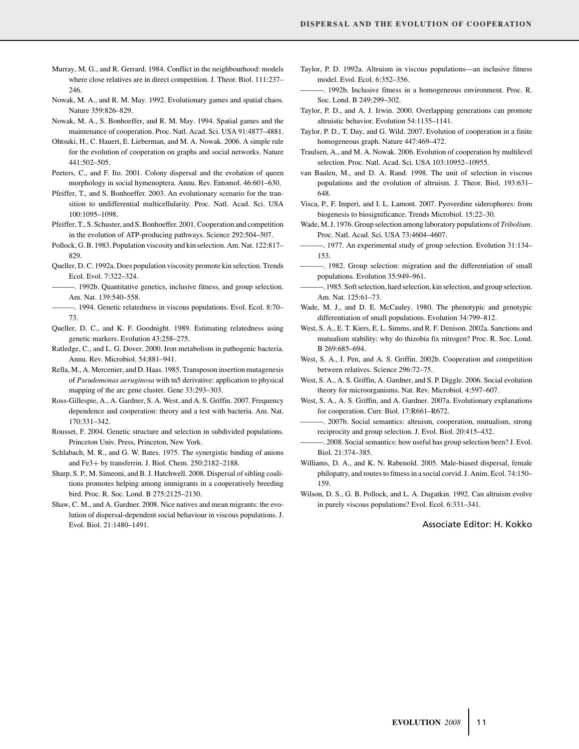Murray, M. G., and R. Gerrard. 1984. Conflict in the neighbourhood: models where close relatives are in direct competition. J. Theor. Biol. 111:237–246.

Nowak, M. A., and R. M. May. 1992. Evolutionary games and spatial chaos. Nature 359:826–829.

Nowak, M. A., S. Bonhoeffer, and R. M. May. 1994. Spatial games and the maintenance of cooperation. Proc. Natl. Acad. Sci. USA 91:4877–4881.

Ohtsuki, H., C. Hauert, E. Lieberman, and M. A. Nowak. 2006. A simple rule for the evolution of cooperation on graphs and social networks. Nature 441:502–505.

Peeters, C., and F. Ito. 2001. Colony dispersal and the evolution of queen morphology in social hymenoptera. Annu. Rev. Entomol. 46:601–630.

Pfeiffer, T., and S. Bonhoeffer. 2003. An evolutionary scenario for the transition to undifferential multicellularity. Proc. Natl. Acad. Sci. USA 100:1095–1098.

Pfeiffer, T., S. Schuster, and S. Bonhoeffer. 2001. Cooperation and competition in the evolution of ATP-producing pathways. Science 292:504–507.

Pollock, G. B. 1983. Population viscosity and kin selection. Am. Nat. 122:817–829.

Queller, D. C. 1992a. Does population viscosity promote kin selection. Trends Ecol. Evol. 7:322–324.

———. 1992b. Quantitative genetics, inclusive fitness, and group selection. Am. Nat. 139:540–558.

———. 1994. Genetic relatedness in viscous populations. Evol. Ecol. 8:70–73.

Queller, D. C., and K. F. Goodnight. 1989. Estimating relatedness using genetic markers. Evolution 43:258–275.

Ratledge, C., and L. G. Dover. 2000. Iron metabolism in pathogenic bacteria. Annu. Rev. Microbiol. 54:881–941.

Rella, M., A. Mercenier, and D. Haas. 1985. Transposon insertion mutagenesis of *Pseudomonas aeruginosa* with tn5 derivative: application to physical mapping of the arc gene cluster. Gene 33:293–303.

Ross-Gillespie, A., A. Gardner, S. A. West, and A. S. Griffin. 2007. Frequency dependence and cooperation: theory and a test with bacteria. Am. Nat. 170:331–342.

Rousset, F. 2004. Genetic structure and selection in subdivided populations. Princeton Univ. Press, Princeton, New York.

Schlabach, M. R., and G. W. Bates. 1975. The synergistic binding of anions and $Fe3+$ by transferrin. J. Biol. Chem. 250:2182–2188.

Sharp, S. P., M. Simeoni, and B. J. Hatchwell. 2008. Dispersal of sibling coalitions promotes helping among immigrants in a cooperatively breeding bird. Proc. R. Soc. Lond. B 275:2125–2130.

Shaw, C. M., and A. Gardner. 2008. Nice natives and mean migrants: the evolution of dispersal-dependent social behaviour in viscous populations. J. Evol. Biol. 21:1480–1491.

Taylor, P. D. 1992a. Altruism in viscous populations—an inclusive fitness model. Evol. Ecol. 6:352–356.

———. 1992b. Inclusive fitness in a homogeneous environment. Proc. R. Soc. Lond. B 249:299–302.

Taylor, P. D., and A. J. Irwin. 2000. Overlapping generations can promote altruistic behavior. Evolution 54:1135–1141.

Taylor, P. D., T. Day, and G. Wild. 2007. Evolution of cooperation in a finite homogeneous graph. Nature 447:469–472.

Traulsen, A., and M. A. Nowak. 2006. Evolution of cooperation by multilevel selection. Proc. Natl. Acad. Sci. USA 103:10952–10955.

van Baalen, M., and D. A. Rand. 1998. The unit of selection in viscous populations and the evolution of altruism. J. Theor. Biol. 193:631–648.

Visca, P., F. Imperi, and I. L. Lamont. 2007. Pyoverdine siderophores: from biogenesis to biosignificance. Trends Microbiol. 15:22–30.

Wade, M. J. 1976. Group selection among laboratory populations of *Tribolium*. Proc. Natl. Acad. Sci. USA 73:4604–4607.

———. 1977. An experimental study of group selection. Evolution 31:134–153.

———. 1982. Group selection: migration and the differentiation of small populations. Evolution 35:949–961.

———. 1985. Soft selection, hard selection, kin selection, and group selection. Am. Nat. 125:61–73.

Wade, M. J., and D. E. McCauley. 1980. The phenotypic and genotypic differentiation of small populations. Evolution 34:799–812.

West, S. A., E. T. Kiers, E. L. Simms, and R. F. Denison. 2002a. Sanctions and mutualism stability: why do thizobia fix nitrogen? Proc. R. Soc. Lond. B 269:685–694.

West, S. A., I. Pen, and A. S. Griffin. 2002b. Cooperation and competition between relatives. Science 296:72–75.

West, S. A., A. S. Griffin, A. Gardner, and S. P. Diggle. 2006. Social evolution theory for microorganisms. Nat. Rev. Microbiol. 4:597–607.

West, S. A., A. S. Griffin, and A. Gardner. 2007a. Evolutionary explanations for cooperation. Curr. Biol. 17:R661–R672.

———. 2007b. Social semantics: altruism, cooperation, mutualism, strong reciprocity and group selection. J. Evol. Biol. 20:415–432.

———. 2008. Social semantics: how useful has group selection been? J. Evol. Biol. 21:374–385.

Williams, D. A., and K. N. Rabenold. 2005. Male-biased dispersal, female philopatry, and routes to fitness in a social corvid. J. Anim. Ecol. 74:150–159.

Wilson, D. S., G. B. Pollock, and L. A. Dugatkin. 1992. Can altruism evolve in purely viscous populations? Evol. Ecol. 6:331–341.

Associate Editor: H. Kokko